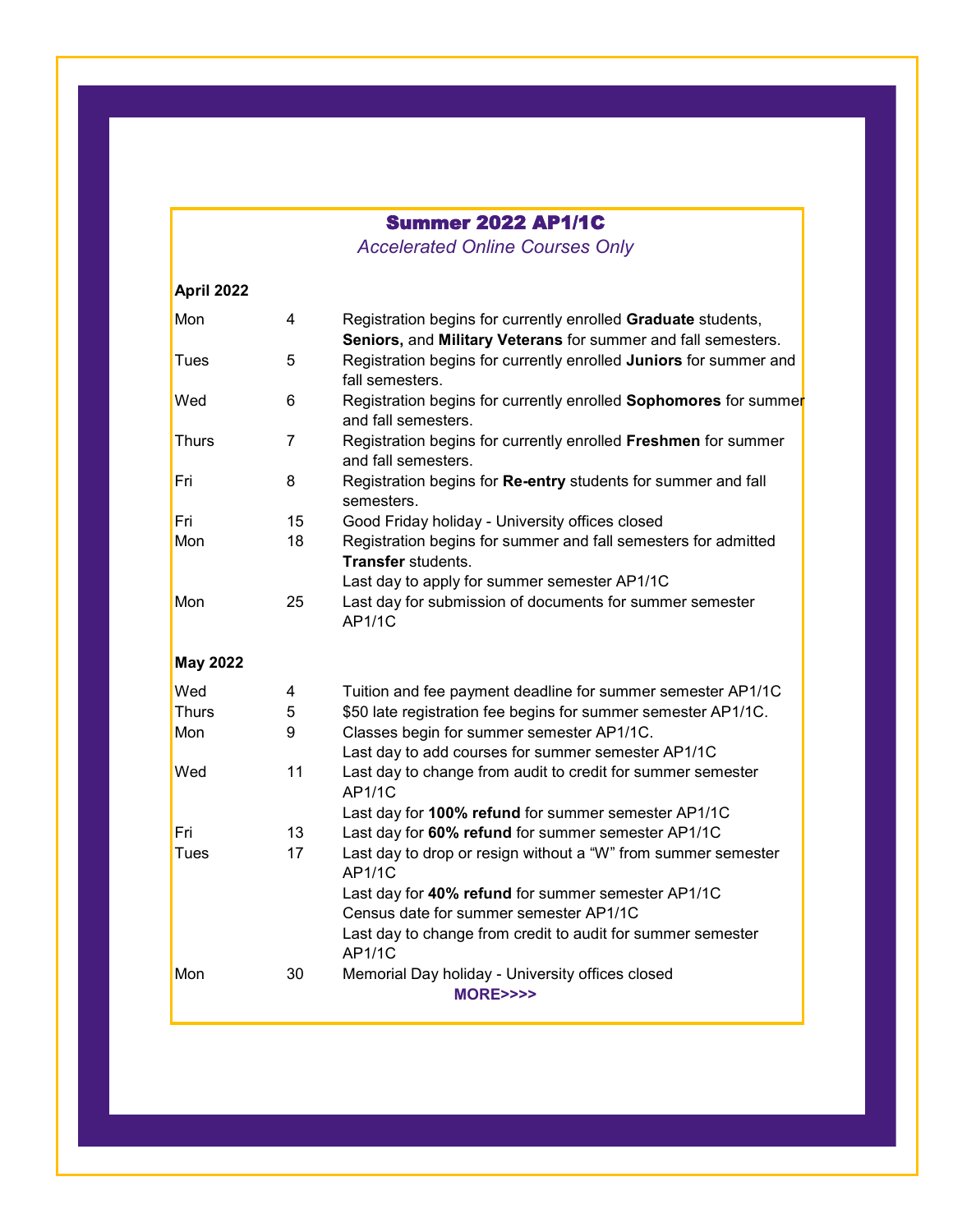# Summer 2022 AP1/1C

*Accelerated Online Courses Only*

**April 2022**

| | | |
|---|---|---|
| Mon | 4 | Registration begins for currently enrolled **Graduate** students, **Seniors,** and **Military Veterans** for summer and fall semesters. |
| Tues | 5 | Registration begins for currently enrolled **Juniors** for summer and fall semesters. |
| Wed | 6 | Registration begins for currently enrolled **Sophomores** for summer and fall semesters. |
| Thurs | 7 | Registration begins for currently enrolled **Freshmen** for summer and fall semesters. |
| Fri | 8 | Registration begins for **Re-entry** students for summer and fall semesters. |
| Fri | 15 | Good Friday holiday - University offices closed |
| Mon | 18 | Registration begins for summer and fall semesters for admitted **Transfer** students.<br>Last day to apply for summer semester AP1/1C |
| Mon | 25 | Last day for submission of documents for summer semester AP1/1C |

**May 2022**

| | | |
|---|---|---|
| Wed | 4 | Tuition and fee payment deadline for summer semester AP1/1C |
| Thurs | 5 | $50 late registration fee begins for summer semester AP1/1C. |
| Mon | 9 | Classes begin for summer semester AP1/1C.<br>Last day to add courses for summer semester AP1/1C |
| Wed | 11 | Last day to change from audit to credit for summer semester AP1/1C<br>Last day for **100% refund** for summer semester AP1/1C |
| Fri | 13 | Last day for **60% refund** for summer semester AP1/1C |
| Tues | 17 | Last day to drop or resign without a "W" from summer semester AP1/1C<br>Last day for **40% refund** for summer semester AP1/1C<br>Census date for summer semester AP1/1C<br>Last day to change from credit to audit for summer semester AP1/1C |
| Mon | 30 | Memorial Day holiday - University offices closed |

**MORE>>>>**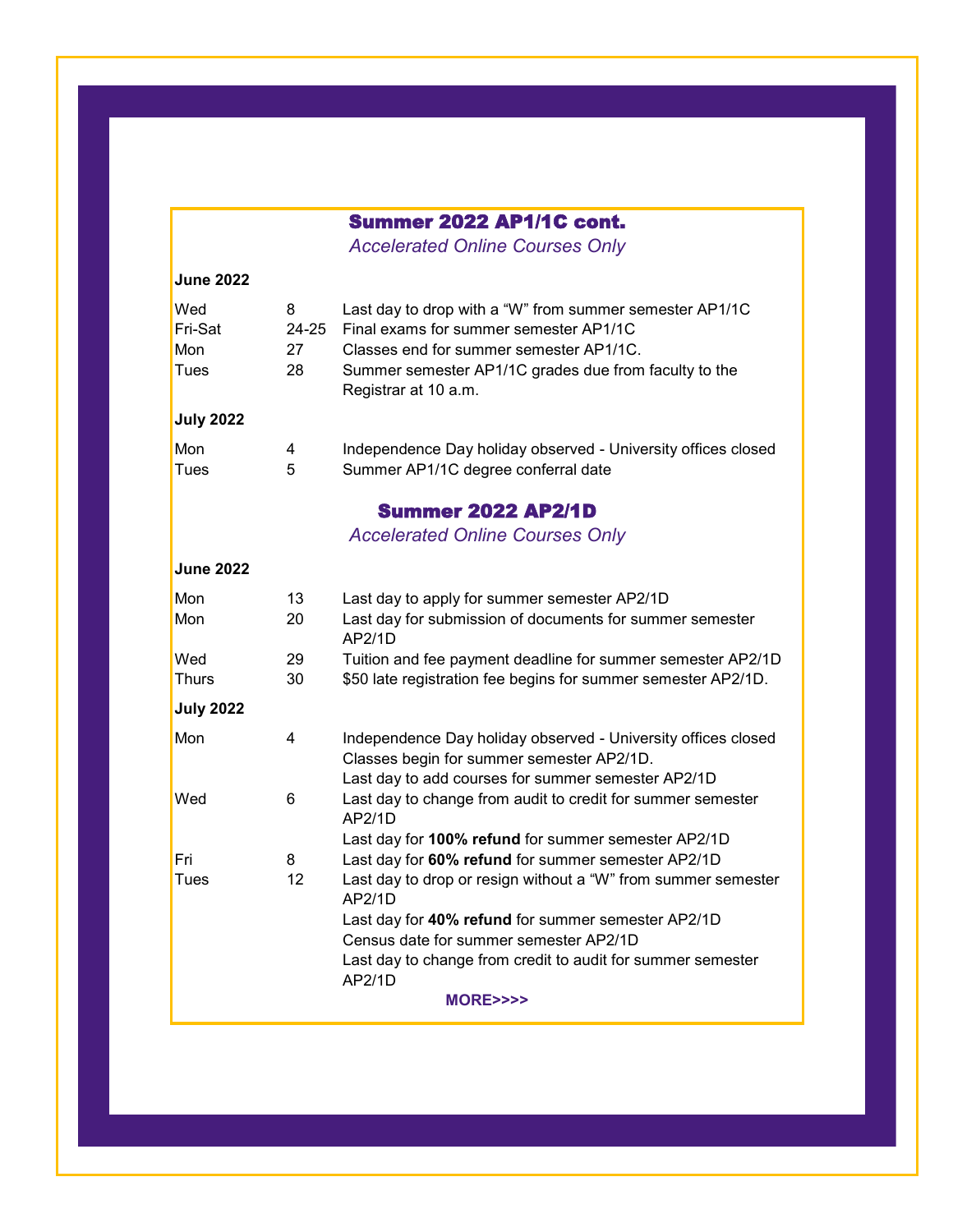## Summer 2022 AP1/1C cont.

*Accelerated Online Courses Only*

**June 2022**

| | | |
|---|---|---|
| Wed | 8 | Last day to drop with a “W” from summer semester AP1/1C |
| Fri-Sat | 24-25 | Final exams for summer semester AP1/1C |
| Mon | 27 | Classes end for summer semester AP1/1C. |
| Tues | 28 | Summer semester AP1/1C grades due from faculty to the Registrar at 10 a.m. |

**July 2022**

| | | |
|---|---|---|
| Mon | 4 | Independence Day holiday observed - University offices closed |
| Tues | 5 | Summer AP1/1C degree conferral date |

## Summer 2022 AP2/1D

*Accelerated Online Courses Only*

**June 2022**

| | | |
|---|---|---|
| Mon | 13 | Last day to apply for summer semester AP2/1D |
| Mon | 20 | Last day for submission of documents for summer semester AP2/1D |
| Wed | 29 | Tuition and fee payment deadline for summer semester AP2/1D |
| Thurs | 30 | $50 late registration fee begins for summer semester AP2/1D. |

**July 2022**

| | | |
|---|---|---|
| Mon | 4 | Independence Day holiday observed - University offices closed |
| | | Classes begin for summer semester AP2/1D. |
| | | Last day to add courses for summer semester AP2/1D |
| Wed | 6 | Last day to change from audit to credit for summer semester AP2/1D |
| | | Last day for **100% refund** for summer semester AP2/1D |
| Fri | 8 | Last day for **60% refund** for summer semester AP2/1D |
| Tues | 12 | Last day to drop or resign without a “W” from summer semester AP2/1D |
| | | Last day for **40% refund** for summer semester AP2/1D |
| | | Census date for summer semester AP2/1D |
| | | Last day to change from credit to audit for summer semester AP2/1D |

**MORE>>>>**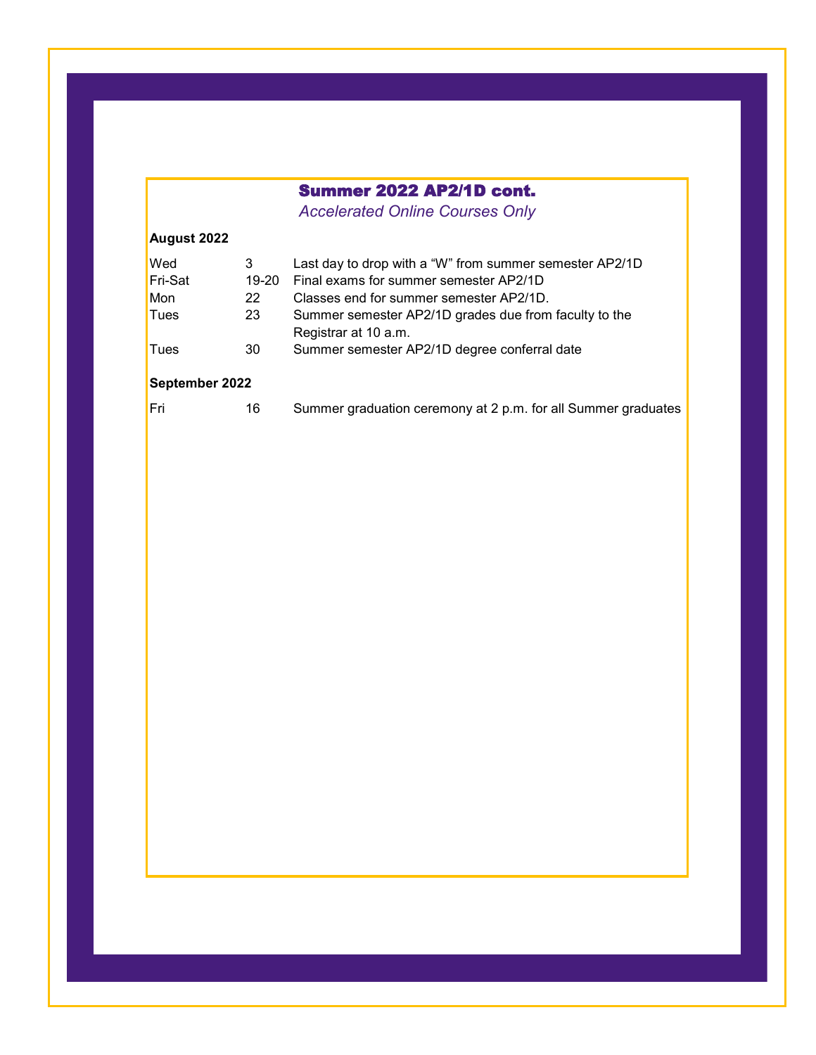## Summer 2022 AP2/1D cont.

*Accelerated Online Courses Only*

**August 2022**

| | | |
|---|---|---|
| Wed | 3 | Last day to drop with a “W” from summer semester AP2/1D |
| Fri-Sat | 19-20 | Final exams for summer semester AP2/1D |
| Mon | 22 | Classes end for summer semester AP2/1D. |
| Tues | 23 | Summer semester AP2/1D grades due from faculty to the Registrar at 10 a.m. |
| Tues | 30 | Summer semester AP2/1D degree conferral date |

**September 2022**

| | | |
|---|---|---|
| Fri | 16 | Summer graduation ceremony at 2 p.m. for all Summer graduates |